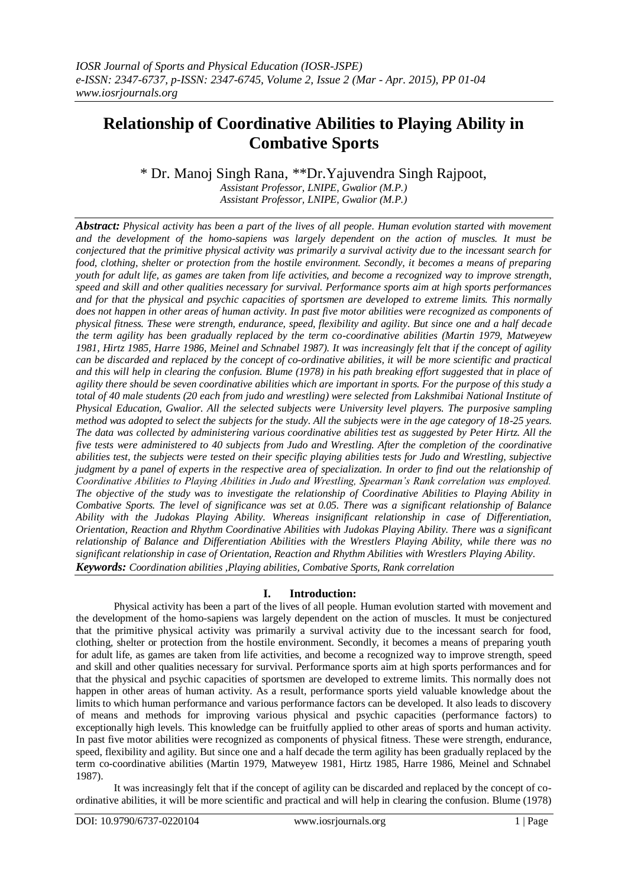# Relationship of Coordinative Abilities to Playing Ability in Combative Sports

\* Dr. Manoj Singh Rana, \*\*Dr.Yajuvendra Singh Rajpoot,

*Assistant Professor, LNIPE, Gwalior (M.P.)*
*Assistant Professor, LNIPE, Gwalior (M.P.)*

***Abstract:*** *Physical activity has been a part of the lives of all people. Human evolution started with movement and the development of the homo-sapiens was largely dependent on the action of muscles. It must be conjectured that the primitive physical activity was primarily a survival activity due to the incessant search for food, clothing, shelter or protection from the hostile environment. Secondly, it becomes a means of preparing youth for adult life, as games are taken from life activities, and become a recognized way to improve strength, speed and skill and other qualities necessary for survival. Performance sports aim at high sports performances and for that the physical and psychic capacities of sportsmen are developed to extreme limits. This normally does not happen in other areas of human activity. In past five motor abilities were recognized as components of physical fitness. These were strength, endurance, speed, flexibility and agility. But since one and a half decade the term agility has been gradually replaced by the term co-coordinative abilities (Martin 1979, Matweyew 1981, Hirtz 1985, Harre 1986, Meinel and Schnabel 1987). It was increasingly felt that if the concept of agility can be discarded and replaced by the concept of co-ordinative abilities, it will be more scientific and practical and this will help in clearing the confusion. Blume (1978) in his path breaking effort suggested that in place of agility there should be seven coordinative abilities which are important in sports. For the purpose of this study a total of 40 male students (20 each from judo and wrestling) were selected from Lakshmibai National Institute of Physical Education, Gwalior. All the selected subjects were University level players. The purposive sampling method was adopted to select the subjects for the study. All the subjects were in the age category of 18-25 years. The data was collected by administering various coordinative abilities test as suggested by Peter Hirtz. All the five tests were administered to 40 subjects from Judo and Wrestling. After the completion of the coordinative abilities test, the subjects were tested on their specific playing abilities tests for Judo and Wrestling, subjective judgment by a panel of experts in the respective area of specialization. In order to find out the relationship of Coordinative Abilities to Playing Abilities in Judo and Wrestling, Spearman's Rank correlation was employed. The objective of the study was to investigate the relationship of Coordinative Abilities to Playing Ability in Combative Sports. The level of significance was set at 0.05. There was a significant relationship of Balance Ability with the Judokas Playing Ability. Whereas insignificant relationship in case of Differentiation, Orientation, Reaction and Rhythm Coordinative Abilities with Judokas Playing Ability. There was a significant relationship of Balance and Differentiation Abilities with the Wrestlers Playing Ability, while there was no significant relationship in case of Orientation, Reaction and Rhythm Abilities with Wrestlers Playing Ability.*

***Keywords:*** *Coordination abilities ,Playing abilities, Combative Sports, Rank correlation*

## I. Introduction:

Physical activity has been a part of the lives of all people. Human evolution started with movement and the development of the homo-sapiens was largely dependent on the action of muscles. It must be conjectured that the primitive physical activity was primarily a survival activity due to the incessant search for food, clothing, shelter or protection from the hostile environment. Secondly, it becomes a means of preparing youth for adult life, as games are taken from life activities, and become a recognized way to improve strength, speed and skill and other qualities necessary for survival. Performance sports aim at high sports performances and for that the physical and psychic capacities of sportsmen are developed to extreme limits. This normally does not happen in other areas of human activity. As a result, performance sports yield valuable knowledge about the limits to which human performance and various performance factors can be developed. It also leads to discovery of means and methods for improving various physical and psychic capacities (performance factors) to exceptionally high levels. This knowledge can be fruitfully applied to other areas of sports and human activity. In past five motor abilities were recognized as components of physical fitness. These were strength, endurance, speed, flexibility and agility. But since one and a half decade the term agility has been gradually replaced by the term co-coordinative abilities (Martin 1979, Matweyew 1981, Hirtz 1985, Harre 1986, Meinel and Schnabel 1987).

It was increasingly felt that if the concept of agility can be discarded and replaced by the concept of co-ordinative abilities, it will be more scientific and practical and will help in clearing the confusion. Blume (1978)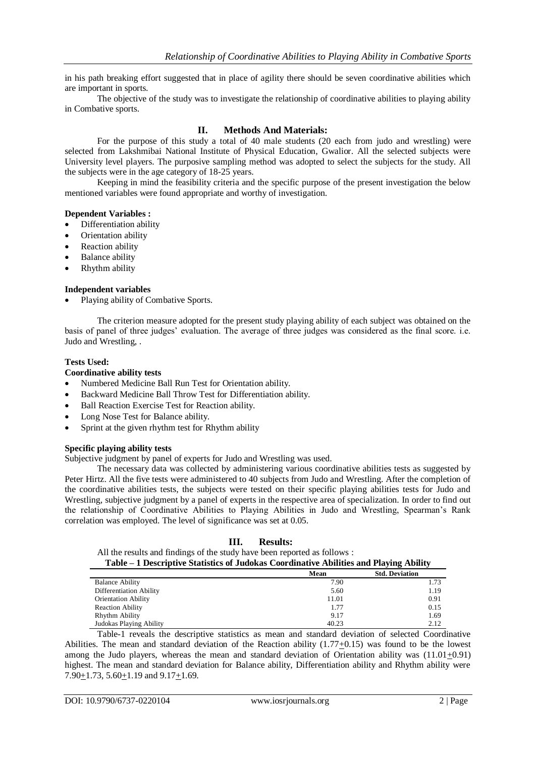in his path breaking effort suggested that in place of agility there should be seven coordinative abilities which are important in sports.

The objective of the study was to investigate the relationship of coordinative abilities to playing ability in Combative sports.

## II. Methods And Materials:

For the purpose of this study a total of 40 male students (20 each from judo and wrestling) were selected from Lakshmibai National Institute of Physical Education, Gwalior. All the selected subjects were University level players. The purposive sampling method was adopted to select the subjects for the study. All the subjects were in the age category of 18-25 years.

Keeping in mind the feasibility criteria and the specific purpose of the present investigation the below mentioned variables were found appropriate and worthy of investigation.

**Dependent Variables :**

- Differentiation ability
- Orientation ability
- Reaction ability
- Balance ability
- Rhythm ability

**Independent variables**

- Playing ability of Combative Sports.

The criterion measure adopted for the present study playing ability of each subject was obtained on the basis of panel of three judges' evaluation. The average of three judges was considered as the final score. i.e. Judo and Wrestling, .

**Tests Used:**

**Coordinative ability tests**

- Numbered Medicine Ball Run Test for Orientation ability.
- Backward Medicine Ball Throw Test for Differentiation ability.
- Ball Reaction Exercise Test for Reaction ability.
- Long Nose Test for Balance ability.
- Sprint at the given rhythm test for Rhythm ability

**Specific playing ability tests**

Subjective judgment by panel of experts for Judo and Wrestling was used.

The necessary data was collected by administering various coordinative abilities tests as suggested by Peter Hirtz. All the five tests were administered to 40 subjects from Judo and Wrestling. After the completion of the coordinative abilities tests, the subjects were tested on their specific playing abilities tests for Judo and Wrestling, subjective judgment by a panel of experts in the respective area of specialization. In order to find out the relationship of Coordinative Abilities to Playing Abilities in Judo and Wrestling, Spearman's Rank correlation was employed. The level of significance was set at 0.05.

## III. Results:

All the results and findings of the study have been reported as follows :

**Table – 1 Descriptive Statistics of Judokas Coordinative Abilities and Playing Ability**

| | Mean | Std. Deviation |
|---|---|---|
| Balance Ability | 7.90 | 1.73 |
| Differentiation Ability | 5.60 | 1.19 |
| Orientation Ability | 11.01 | 0.91 |
| Reaction Ability | 1.77 | 0.15 |
| Rhythm Ability | 9.17 | 1.69 |
| Judokas Playing Ability | 40.23 | 2.12 |

Table-1 reveals the descriptive statistics as mean and standard deviation of selected Coordinative Abilities. The mean and standard deviation of the Reaction ability ($1.77 \pm 0.15$) was found to be the lowest among the Judo players, whereas the mean and standard deviation of Orientation ability was ($11.01 \pm 0.91$) highest. The mean and standard deviation for Balance ability, Differentiation ability and Rhythm ability were $7.90 \pm 1.73$, $5.60 \pm 1.19$ and $9.17 \pm 1.69$.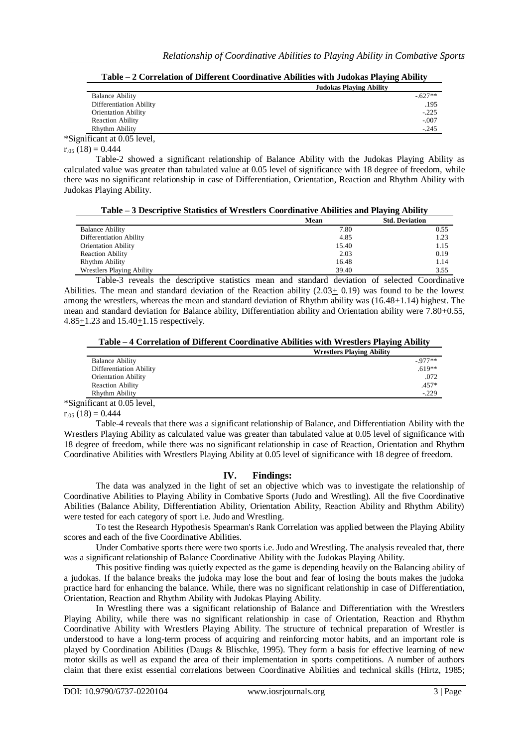**Table – 2 Correlation of Different Coordinative Abilities with Judokas Playing Ability**

| | Judokas Playing Ability |
|---|---|
| Balance Ability | -.627** |
| Differentiation Ability | .195 |
| Orientation Ability | -.225 |
| Reaction Ability | -.007 |
| Rhythm Ability | -.245 |

*Significant at 0.05 level,

$r_{.05}$ (18) = 0.444

Table-2 showed a significant relationship of Balance Ability with the Judokas Playing Ability as calculated value was greater than tabulated value at 0.05 level of significance with 18 degree of freedom, while there was no significant relationship in case of Differentiation, Orientation, Reaction and Rhythm Ability with Judokas Playing Ability.

**Table – 3 Descriptive Statistics of Wrestlers Coordinative Abilities and Playing Ability**

| | Mean | Std. Deviation |
|---|---|---|
| Balance Ability | 7.80 | 0.55 |
| Differentiation Ability | 4.85 | 1.23 |
| Orientation Ability | 15.40 | 1.15 |
| Reaction Ability | 2.03 | 0.19 |
| Rhythm Ability | 16.48 | 1.14 |
| Wrestlers Playing Ability | 39.40 | 3.55 |

Table-3 reveals the descriptive statistics mean and standard deviation of selected Coordinative Abilities. The mean and standard deviation of the Reaction ability (2.03± 0.19) was found to be the lowest among the wrestlers, whereas the mean and standard deviation of Rhythm ability was (16.48±1.14) highest. The mean and standard deviation for Balance ability, Differentiation ability and Orientation ability were 7.80±0.55, 4.85±1.23 and 15.40±1.15 respectively.

**Table – 4 Correlation of Different Coordinative Abilities with Wrestlers Playing Ability**

| | Wrestlers Playing Ability |
|---|---|
| Balance Ability | -.977** |
| Differentiation Ability | .619** |
| Orientation Ability | .072 |
| Reaction Ability | .457* |
| Rhythm Ability | -.229 |

*Significant at 0.05 level,

$r_{.05}$ (18) = 0.444

Table-4 reveals that there was a significant relationship of Balance, and Differentiation Ability with the Wrestlers Playing Ability as calculated value was greater than tabulated value at 0.05 level of significance with 18 degree of freedom, while there was no significant relationship in case of Reaction, Orientation and Rhythm Coordinative Abilities with Wrestlers Playing Ability at 0.05 level of significance with 18 degree of freedom.

## IV. Findings:

The data was analyzed in the light of set an objective which was to investigate the relationship of Coordinative Abilities to Playing Ability in Combative Sports (Judo and Wrestling). All the five Coordinative Abilities (Balance Ability, Differentiation Ability, Orientation Ability, Reaction Ability and Rhythm Ability) were tested for each category of sport i.e. Judo and Wrestling.

To test the Research Hypothesis Spearman's Rank Correlation was applied between the Playing Ability scores and each of the five Coordinative Abilities.

Under Combative sports there were two sports i.e. Judo and Wrestling. The analysis revealed that, there was a significant relationship of Balance Coordinative Ability with the Judokas Playing Ability.

This positive finding was quietly expected as the game is depending heavily on the Balancing ability of a judokas. If the balance breaks the judoka may lose the bout and fear of losing the bouts makes the judoka practice hard for enhancing the balance. While, there was no significant relationship in case of Differentiation, Orientation, Reaction and Rhythm Ability with Judokas Playing Ability.

In Wrestling there was a significant relationship of Balance and Differentiation with the Wrestlers Playing Ability, while there was no significant relationship in case of Orientation, Reaction and Rhythm Coordinative Ability with Wrestlers Playing Ability. The structure of technical preparation of Wrestler is understood to have a long-term process of acquiring and reinforcing motor habits, and an important role is played by Coordination Abilities (Daugs & Blischke, 1995). They form a basis for effective learning of new motor skills as well as expand the area of their implementation in sports competitions. A number of authors claim that there exist essential correlations between Coordinative Abilities and technical skills (Hirtz, 1985;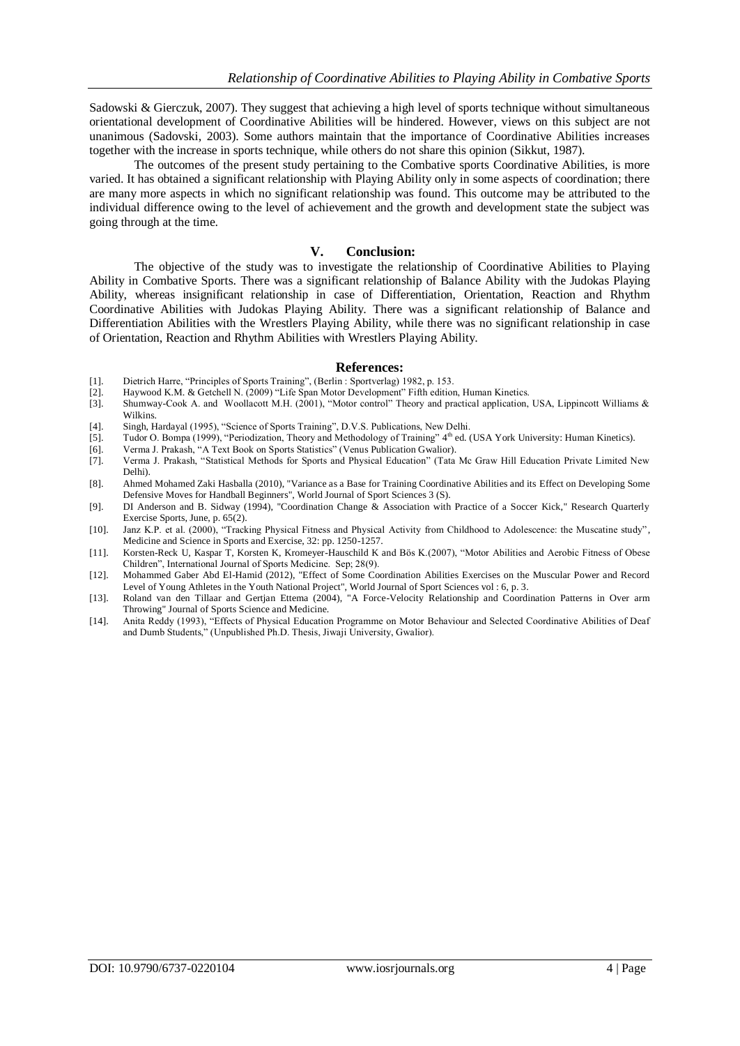Sadowski & Gierczuk, 2007). They suggest that achieving a high level of sports technique without simultaneous orientational development of Coordinative Abilities will be hindered. However, views on this subject are not unanimous (Sadovski, 2003). Some authors maintain that the importance of Coordinative Abilities increases together with the increase in sports technique, while others do not share this opinion (Sikkut, 1987).

The outcomes of the present study pertaining to the Combative sports Coordinative Abilities, is more varied. It has obtained a significant relationship with Playing Ability only in some aspects of coordination; there are many more aspects in which no significant relationship was found. This outcome may be attributed to the individual difference owing to the level of achievement and the growth and development state the subject was going through at the time.

## V. Conclusion:

The objective of the study was to investigate the relationship of Coordinative Abilities to Playing Ability in Combative Sports. There was a significant relationship of Balance Ability with the Judokas Playing Ability, whereas insignificant relationship in case of Differentiation, Orientation, Reaction and Rhythm Coordinative Abilities with Judokas Playing Ability. There was a significant relationship of Balance and Differentiation Abilities with the Wrestlers Playing Ability, while there was no significant relationship in case of Orientation, Reaction and Rhythm Abilities with Wrestlers Playing Ability.

## References:

[1]. Dietrich Harre, "Principles of Sports Training", (Berlin : Sportverlag) 1982, p. 153.

[2]. Haywood K.M. & Getchell N. (2009) "Life Span Motor Development" Fifth edition, Human Kinetics.

[3]. Shumway-Cook A. and Woollacott M.H. (2001), "Motor control" Theory and practical application, USA, Lippincott Williams & Wilkins.

[4]. Singh, Hardayal (1995), "Science of Sports Training", D.V.S. Publications, New Delhi.

[5]. Tudor O. Bompa (1999), "Periodization, Theory and Methodology of Training" 4th ed. (USA York University: Human Kinetics).

[6]. Verma J. Prakash, "A Text Book on Sports Statistics" (Venus Publication Gwalior).

[7]. Verma J. Prakash, "Statistical Methods for Sports and Physical Education" (Tata Mc Graw Hill Education Private Limited New Delhi).

[8]. Ahmed Mohamed Zaki Hasballa (2010), "Variance as a Base for Training Coordinative Abilities and its Effect on Developing Some Defensive Moves for Handball Beginners", World Journal of Sport Sciences 3 (S).

[9]. DI Anderson and B. Sidway (1994), "Coordination Change & Association with Practice of a Soccer Kick," Research Quarterly Exercise Sports, June, p. 65(2).

[10]. Janz K.P. et al. (2000), "Tracking Physical Fitness and Physical Activity from Childhood to Adolescence: the Muscatine study", Medicine and Science in Sports and Exercise, 32: pp. 1250-1257.

[11]. Korsten-Reck U, Kaspar T, Korsten K, Kromeyer-Hauschild K and Bös K.(2007), "Motor Abilities and Aerobic Fitness of Obese Children", International Journal of Sports Medicine. Sep; 28(9).

[12]. Mohammed Gaber Abd El-Hamid (2012), "Effect of Some Coordination Abilities Exercises on the Muscular Power and Record Level of Young Athletes in the Youth National Project", World Journal of Sport Sciences vol : 6, p. 3.

[13]. Roland van den Tillaar and Gertjan Ettema (2004), "A Force-Velocity Relationship and Coordination Patterns in Over arm Throwing" Journal of Sports Science and Medicine.

[14]. Anita Reddy (1993), "Effects of Physical Education Programme on Motor Behaviour and Selected Coordinative Abilities of Deaf and Dumb Students," (Unpublished Ph.D. Thesis, Jiwaji University, Gwalior).